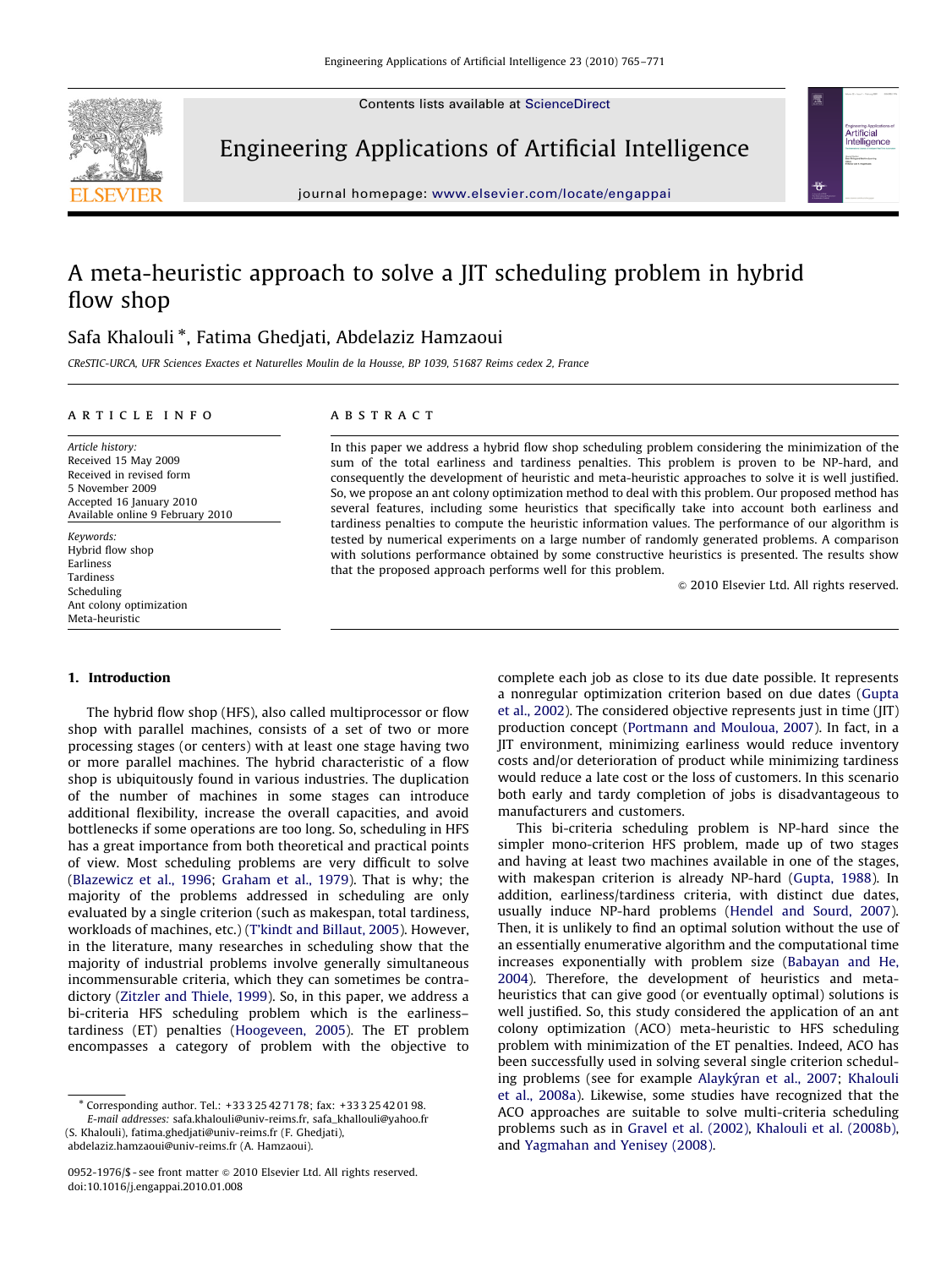# A meta-heuristic approach to solve a JIT scheduling problem in hybrid flow shop

Safa Khalouli *, Fatima Ghedjati, Abdelaziz Hamzaoui

*CReSTIC-URCA, UFR Sciences Exactes et Naturelles Moulin de la Housse, BP 1039, 51687 Reims cedex 2, France*

## ARTICLE INFO

*Article history:*
Received 15 May 2009
Received in revised form
5 November 2009
Accepted 16 January 2010
Available online 9 February 2010

*Keywords:*
Hybrid flow shop
Earliness
Tardiness
Scheduling
Ant colony optimization
Meta-heuristic

## ABSTRACT

In this paper we address a hybrid flow shop scheduling problem considering the minimization of the sum of the total earliness and tardiness penalties. This problem is proven to be NP-hard, and consequently the development of heuristic and meta-heuristic approaches to solve it is well justified. So, we propose an ant colony optimization method to deal with this problem. Our proposed method has several features, including some heuristics that specifically take into account both earliness and tardiness penalties to compute the heuristic information values. The performance of our algorithm is tested by numerical experiments on a large number of randomly generated problems. A comparison with solutions performance obtained by some constructive heuristics is presented. The results show that the proposed approach performs well for this problem.

© 2010 Elsevier Ltd. All rights reserved.

## 1. Introduction

The hybrid flow shop (HFS), also called multiprocessor or flow shop with parallel machines, consists of a set of two or more processing stages (or centers) with at least one stage having two or more parallel machines. The hybrid characteristic of a flow shop is ubiquitously found in various industries. The duplication of the number of machines in some stages can introduce additional flexibility, increase the overall capacities, and avoid bottlenecks if some operations are too long. So, scheduling in HFS has a great importance from both theoretical and practical points of view. Most scheduling problems are very difficult to solve (Blazewicz et al., 1996; Graham et al., 1979). That is why; the majority of the problems addressed in scheduling are only evaluated by a single criterion (such as makespan, total tardiness, workloads of machines, etc.) (T'kindt and Billaut, 2005). However, in the literature, many researches in scheduling show that the majority of industrial problems involve generally simultaneous incommensurable criteria, which they can sometimes be contradictory (Zitzler and Thiele, 1999). So, in this paper, we address a bi-criteria HFS scheduling problem which is the earliness–tardiness (ET) penalties (Hoogeveen, 2005). The ET problem encompasses a category of problem with the objective to complete each job as close to its due date possible. It represents a nonregular optimization criterion based on due dates (Gupta et al., 2002). The considered objective represents just in time (JIT) production concept (Portmann and Mouloua, 2007). In fact, in a JIT environment, minimizing earliness would reduce inventory costs and/or deterioration of product while minimizing tardiness would reduce a late cost or the loss of customers. In this scenario both early and tardy completion of jobs is disadvantageous to manufacturers and customers.

This bi-criteria scheduling problem is NP-hard since the simpler mono-criterion HFS problem, made up of two stages and having at least two machines available in one of the stages, with makespan criterion is already NP-hard (Gupta, 1988). In addition, earliness/tardiness criteria, with distinct due dates, usually induce NP-hard problems (Hendel and Sourd, 2007). Then, it is unlikely to find an optimal solution without the use of an essentially enumerative algorithm and the computational time increases exponentially with problem size (Babayan and He, 2004). Therefore, the development of heuristics and meta-heuristics that can give good (or eventually optimal) solutions is well justified. So, this study considered the application of an ant colony optimization (ACO) meta-heuristic to HFS scheduling problem with minimization of the ET penalties. Indeed, ACO has been successfully used in solving several single criterion scheduling problems (see for example Alaykýran et al., 2007; Khalouli et al., 2008a). Likewise, some studies have recognized that the ACO approaches are suitable to solve multi-criteria scheduling problems such as in Gravel et al. (2002), Khalouli et al. (2008b), and Yagmahan and Yenisey (2008).

---

* Corresponding author. Tel.: +33 3 25 42 71 78; fax: +33 3 25 42 01 98.
*E-mail addresses:* safa.khalouli@univ-reims.fr, safa_khallouli@yahoo.fr (S. Khalouli), fatima.ghedjati@univ-reims.fr (F. Ghedjati), abdelaziz.hamzaoui@univ-reims.fr (A. Hamzaoui).

0952-1976/$ - see front matter © 2010 Elsevier Ltd. All rights reserved.
doi:10.1016/j.engappai.2010.01.008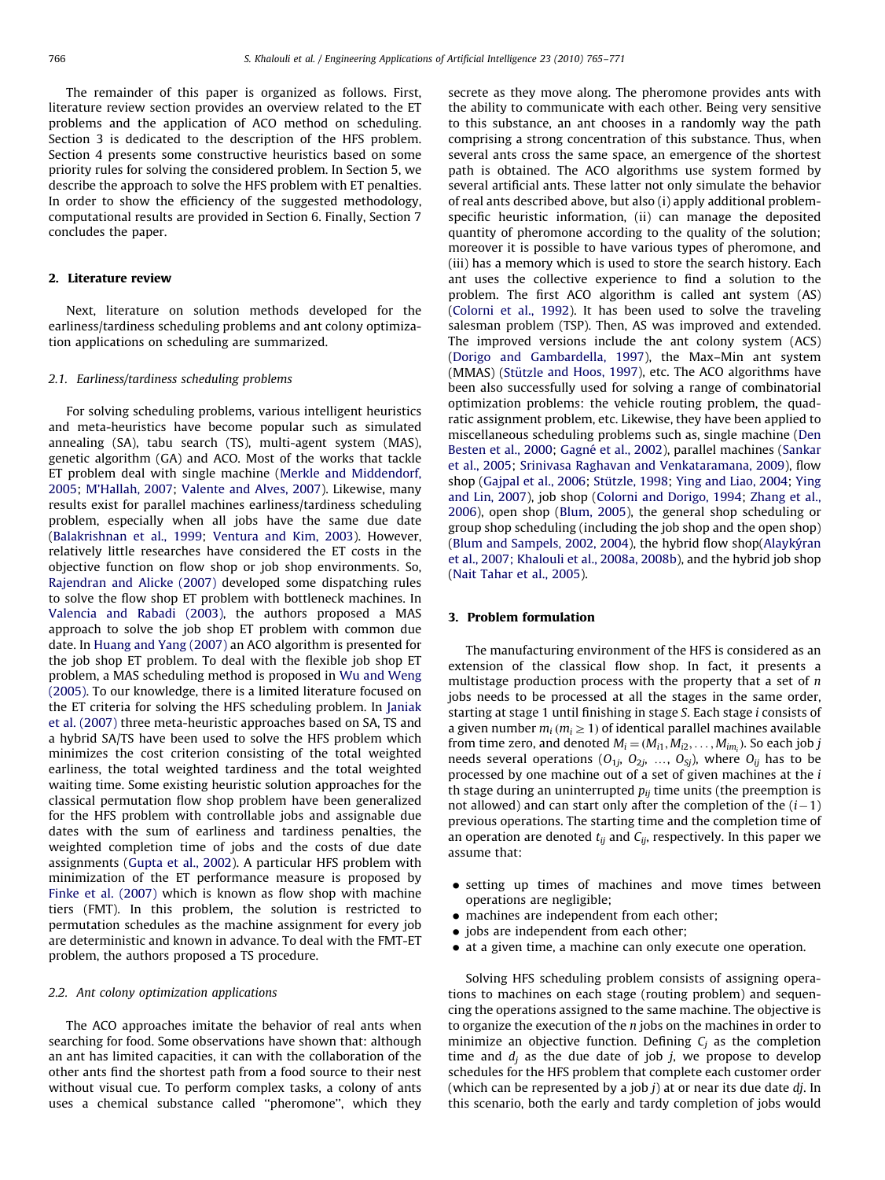The remainder of this paper is organized as follows. First, literature review section provides an overview related to the ET problems and the application of ACO method on scheduling. Section 3 is dedicated to the description of the HFS problem. Section 4 presents some constructive heuristics based on some priority rules for solving the considered problem. In Section 5, we describe the approach to solve the HFS problem with ET penalties. In order to show the efficiency of the suggested methodology, computational results are provided in Section 6. Finally, Section 7 concludes the paper.

## 2. Literature review

Next, literature on solution methods developed for the earliness/tardiness scheduling problems and ant colony optimization applications on scheduling are summarized.

### 2.1. Earliness/tardiness scheduling problems

For solving scheduling problems, various intelligent heuristics and meta-heuristics have become popular such as simulated annealing (SA), tabu search (TS), multi-agent system (MAS), genetic algorithm (GA) and ACO. Most of the works that tackle ET problem deal with single machine (Merkle and Middendorf, 2005; M'Hallah, 2007; Valente and Alves, 2007). Likewise, many results exist for parallel machines earliness/tardiness scheduling problem, especially when all jobs have the same due date (Balakrishnan et al., 1999; Ventura and Kim, 2003). However, relatively little researches have considered the ET costs in the objective function on flow shop or job shop environments. So, Rajendran and Alicke (2007) developed some dispatching rules to solve the flow shop ET problem with bottleneck machines. In Valencia and Rabadi (2003), the authors proposed a MAS approach to solve the job shop ET problem with common due date. In Huang and Yang (2007) an ACO algorithm is presented for the job shop ET problem. To deal with the flexible job shop ET problem, a MAS scheduling method is proposed in Wu and Weng (2005). To our knowledge, there is a limited literature focused on the ET criteria for solving the HFS scheduling problem. In Janiak et al. (2007) three meta-heuristic approaches based on SA, TS and a hybrid SA/TS have been used to solve the HFS problem which minimizes the cost criterion consisting of the total weighted earliness, the total weighted tardiness and the total weighted waiting time. Some existing heuristic solution approaches for the classical permutation flow shop problem have been generalized for the HFS problem with controllable jobs and assignable due dates with the sum of earliness and tardiness penalties, the weighted completion time of jobs and the costs of due date assignments (Gupta et al., 2002). A particular HFS problem with minimization of the ET performance measure is proposed by Finke et al. (2007) which is known as flow shop with machine tiers (FMT). In this problem, the solution is restricted to permutation schedules as the machine assignment for every job are deterministic and known in advance. To deal with the FMT-ET problem, the authors proposed a TS procedure.

### 2.2. Ant colony optimization applications

The ACO approaches imitate the behavior of real ants when searching for food. Some observations have shown that: although an ant has limited capacities, it can with the collaboration of the other ants find the shortest path from a food source to their nest without visual cue. To perform complex tasks, a colony of ants uses a chemical substance called ''pheromone'', which they secrete as they move along. The pheromone provides ants with the ability to communicate with each other. Being very sensitive to this substance, an ant chooses in a randomly way the path comprising a strong concentration of this substance. Thus, when several ants cross the same space, an emergence of the shortest path is obtained. The ACO algorithms use system formed by several artificial ants. These latter not only simulate the behavior of real ants described above, but also (i) apply additional problem-specific heuristic information, (ii) can manage the deposited quantity of pheromone according to the quality of the solution; moreover it is possible to have various types of pheromone, and (iii) has a memory which is used to store the search history. Each ant uses the collective experience to find a solution to the problem. The first ACO algorithm is called ant system (AS) (Colorni et al., 1992). It has been used to solve the traveling salesman problem (TSP). Then, AS was improved and extended. The improved versions include the ant colony system (ACS) (Dorigo and Gambardella, 1997), the Max–Min ant system (MMAS) (Stützle and Hoos, 1997), etc. The ACO algorithms have been also successfully used for solving a range of combinatorial optimization problems: the vehicle routing problem, the quadratic assignment problem, etc. Likewise, they have been applied to miscellaneous scheduling problems such as, single machine (Den Besten et al., 2000; Gagné et al., 2002), parallel machines (Sankar et al., 2005; Srinivasa Raghavan and Venkataramana, 2009), flow shop (Gajpal et al., 2006; Stützle, 1998; Ying and Liao, 2004; Ying and Lin, 2007), job shop (Colorni and Dorigo, 1994; Zhang et al., 2006), open shop (Blum, 2005), the general shop scheduling or group shop scheduling (including the job shop and the open shop) (Blum and Sampels, 2002, 2004), the hybrid flow shop(Alaykýran et al., 2007; Khalouli et al., 2008a, 2008b), and the hybrid job shop (Nait Tahar et al., 2005).

## 3. Problem formulation

The manufacturing environment of the HFS is considered as an extension of the classical flow shop. In fact, it presents a multistage production process with the property that a set of $n$ jobs needs to be processed at all the stages in the same order, starting at stage 1 until finishing in stage $S$. Each stage $i$ consists of a given number $m_i$ ($m_i \geq 1$) of identical parallel machines available from time zero, and denoted $M_i = (M_{i1}, M_{i2}, \ldots, M_{im_i})$. So each job $j$ needs several operations ($O_{1j}$, $O_{2j}$, $\ldots$, $O_{Sj}$), where $O_{ij}$ has to be processed by one machine out of a set of given machines at the $i$ th stage during an uninterrupted $p_{ij}$ time units (the preemption is not allowed) and can start only after the completion of the $(i-1)$ previous operations. The starting time and the completion time of an operation are denoted $t_{ij}$ and $C_{ij}$, respectively. In this paper we assume that:

- setting up times of machines and move times between operations are negligible;
- machines are independent from each other;
- jobs are independent from each other;
- at a given time, a machine can only execute one operation.

Solving HFS scheduling problem consists of assigning operations to machines on each stage (routing problem) and sequencing the operations assigned to the same machine. The objective is to organize the execution of the $n$ jobs on the machines in order to minimize an objective function. Defining $C_j$ as the completion time and $d_j$ as the due date of job $j$, we propose to develop schedules for the HFS problem that complete each customer order (which can be represented by a job $j$) at or near its due date $dj$. In this scenario, both the early and tardy completion of jobs would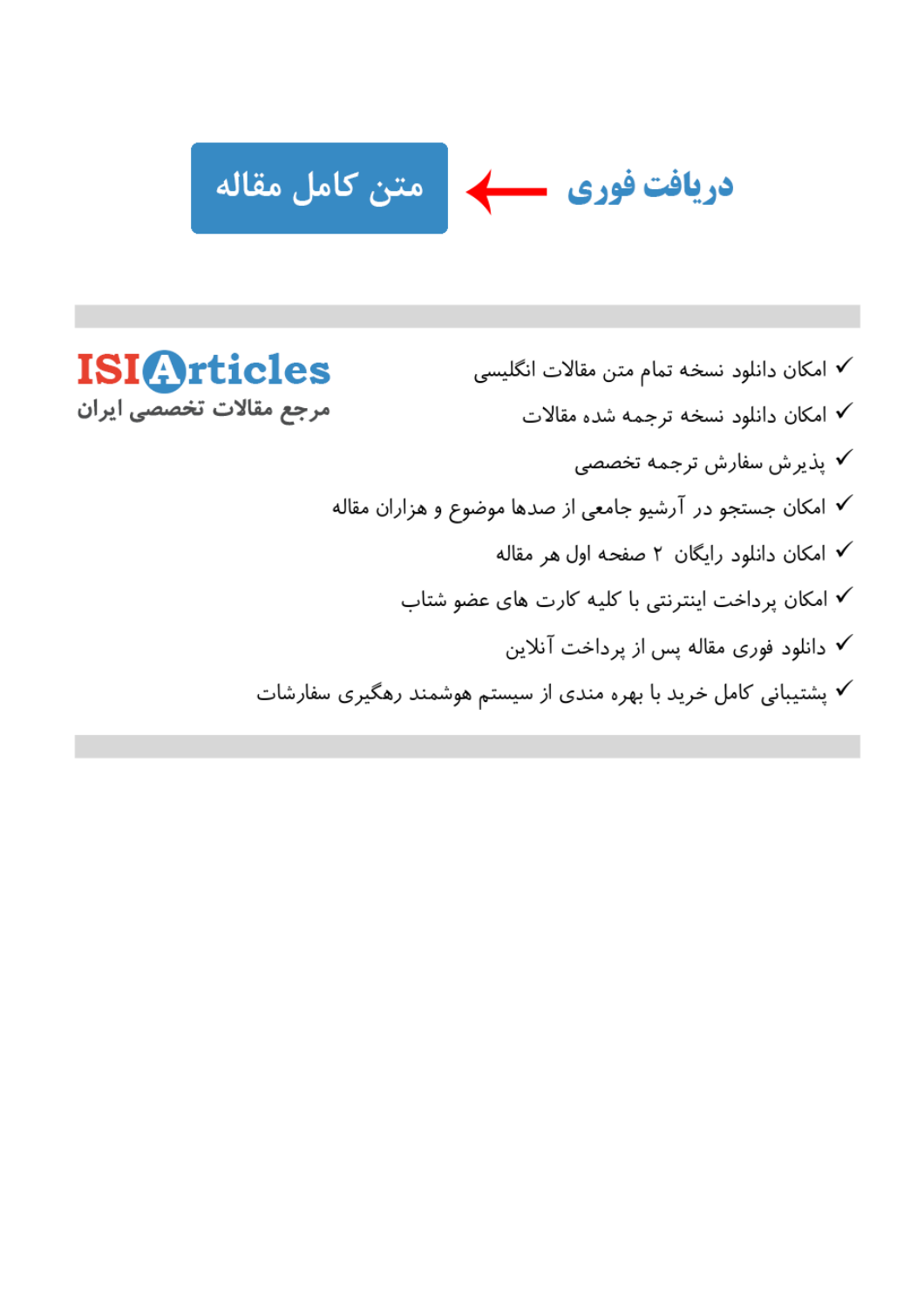دریافت فوری ← متن کامل مقاله

**ISIArticles**
مرجع مقالات تخصصی ایران

- ✓ امکان دانلود نسخه تمام متن مقالات انگلیسی
- ✓ امکان دانلود نسخه ترجمه شده مقالات
- ✓ پذیرش سفارش ترجمه تخصصی
- ✓ امکان جستجو در آرشیو جامعی از صدها موضوع و هزاران مقاله
- ✓ امکان دانلود رایگان ۲ صفحه اول هر مقاله
- ✓ امکان پرداخت اینترنتی با کلیه کارت های عضو شتاب
- ✓ دانلود فوری مقاله پس از پرداخت آنلاین
- ✓ پشتیبانی کامل خرید با بهره مندی از سیستم هوشمند رهگیری سفارشات